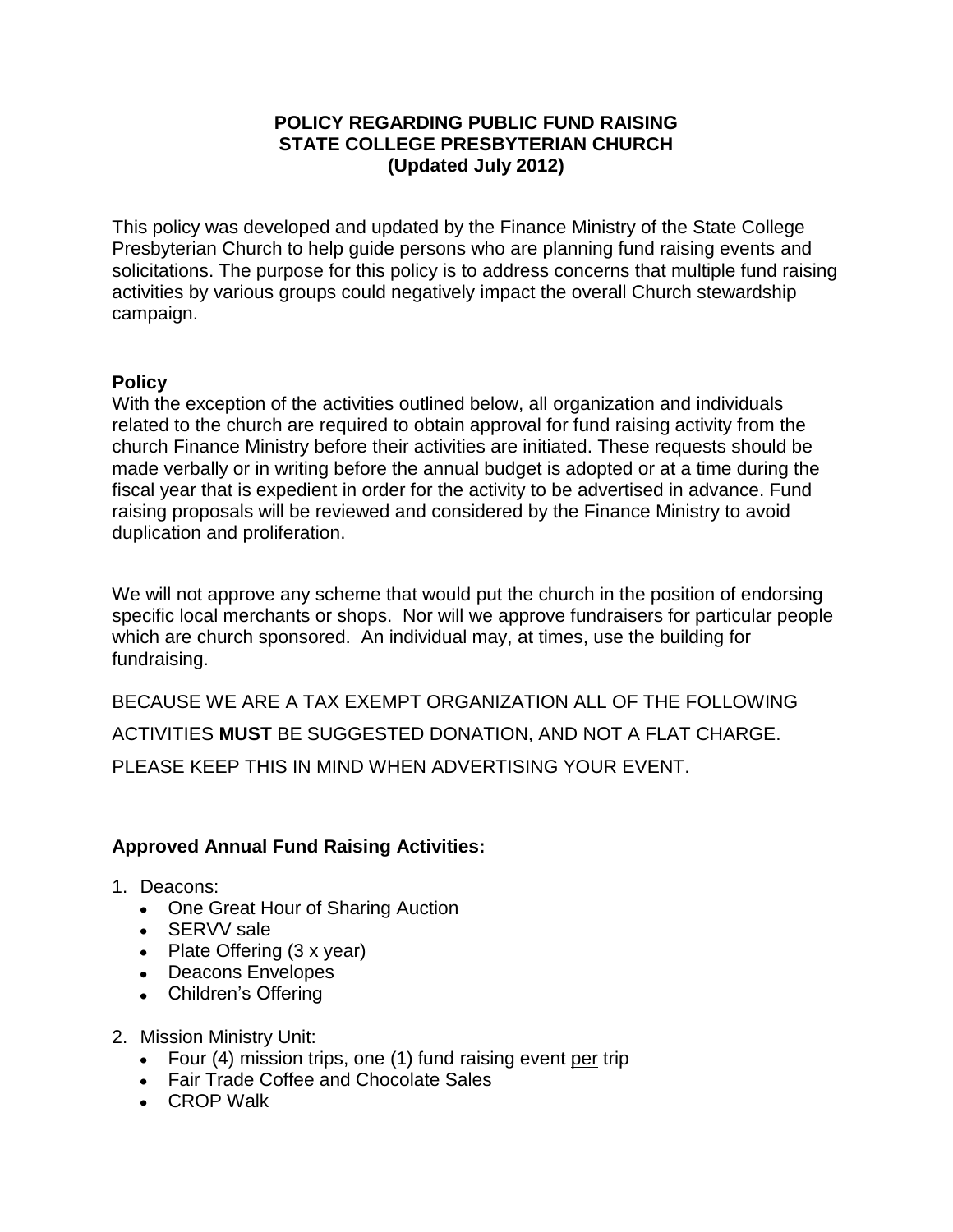# POLICY REGARDING PUBLIC FUND RAISING
# STATE COLLEGE PRESBYTERIAN CHURCH
# (Updated July 2012)

This policy was developed and updated by the Finance Ministry of the State College Presbyterian Church to help guide persons who are planning fund raising events and solicitations. The purpose for this policy is to address concerns that multiple fund raising activities by various groups could negatively impact the overall Church stewardship campaign.

## Policy

With the exception of the activities outlined below, all organization and individuals related to the church are required to obtain approval for fund raising activity from the church Finance Ministry before their activities are initiated. These requests should be made verbally or in writing before the annual budget is adopted or at a time during the fiscal year that is expedient in order for the activity to be advertised in advance. Fund raising proposals will be reviewed and considered by the Finance Ministry to avoid duplication and proliferation.

We will not approve any scheme that would put the church in the position of endorsing specific local merchants or shops. Nor will we approve fundraisers for particular people which are church sponsored. An individual may, at times, use the building for fundraising.

BECAUSE WE ARE A TAX EXEMPT ORGANIZATION ALL OF THE FOLLOWING ACTIVITIES **MUST** BE SUGGESTED DONATION, AND NOT A FLAT CHARGE. PLEASE KEEP THIS IN MIND WHEN ADVERTISING YOUR EVENT.

## Approved Annual Fund Raising Activities:

1. Deacons:
   - One Great Hour of Sharing Auction
   - SERVV sale
   - Plate Offering (3 x year)
   - Deacons Envelopes
   - Children's Offering

2. Mission Ministry Unit:
   - Four (4) mission trips, one (1) fund raising event per trip
   - Fair Trade Coffee and Chocolate Sales
   - CROP Walk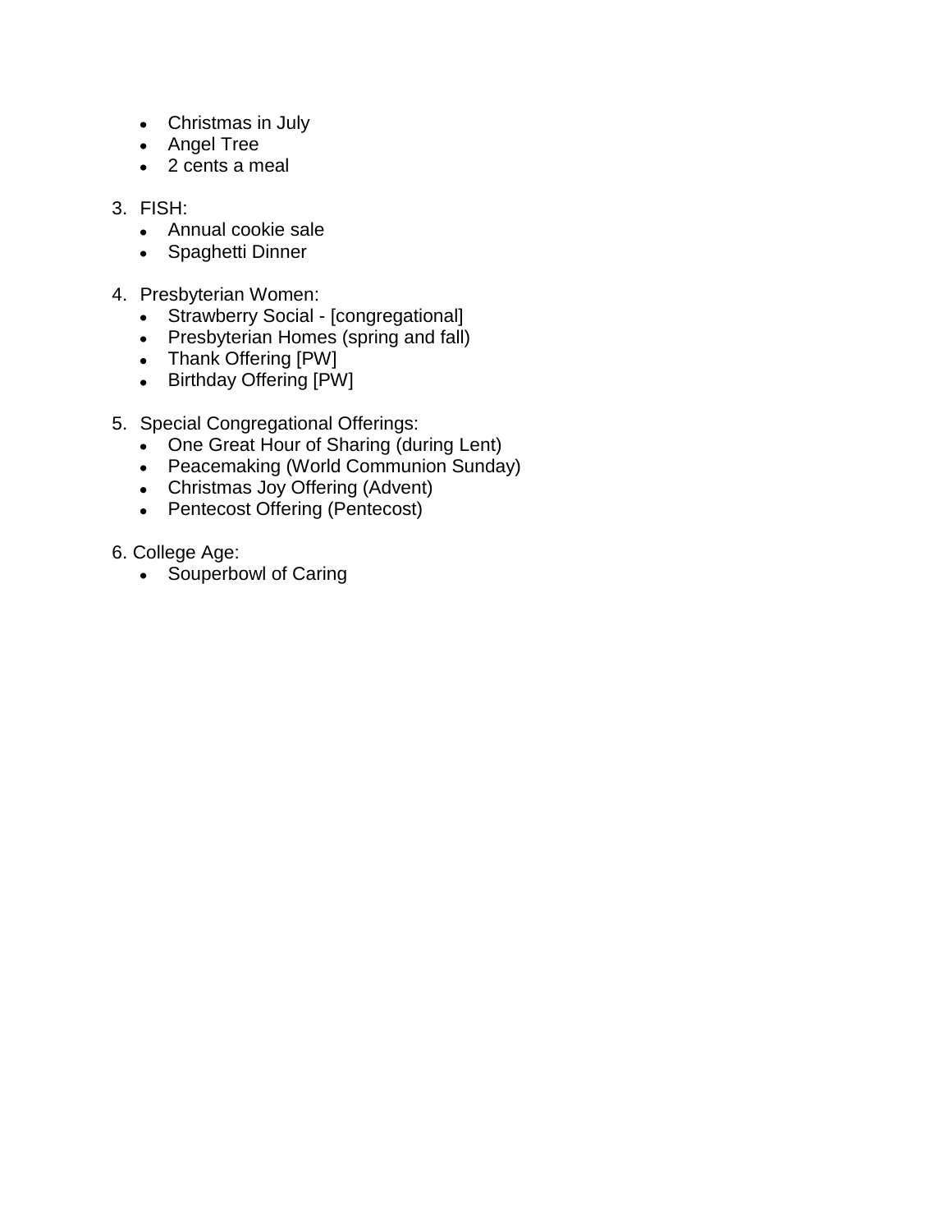- Christmas in July
- Angel Tree
- 2 cents a meal

3. FISH:
   - Annual cookie sale
   - Spaghetti Dinner

4. Presbyterian Women:
   - Strawberry Social - [congregational]
   - Presbyterian Homes (spring and fall)
   - Thank Offering [PW]
   - Birthday Offering [PW]

5. Special Congregational Offerings:
   - One Great Hour of Sharing (during Lent)
   - Peacemaking (World Communion Sunday)
   - Christmas Joy Offering (Advent)
   - Pentecost Offering (Pentecost)

6. College Age:
   - Souperbowl of Caring